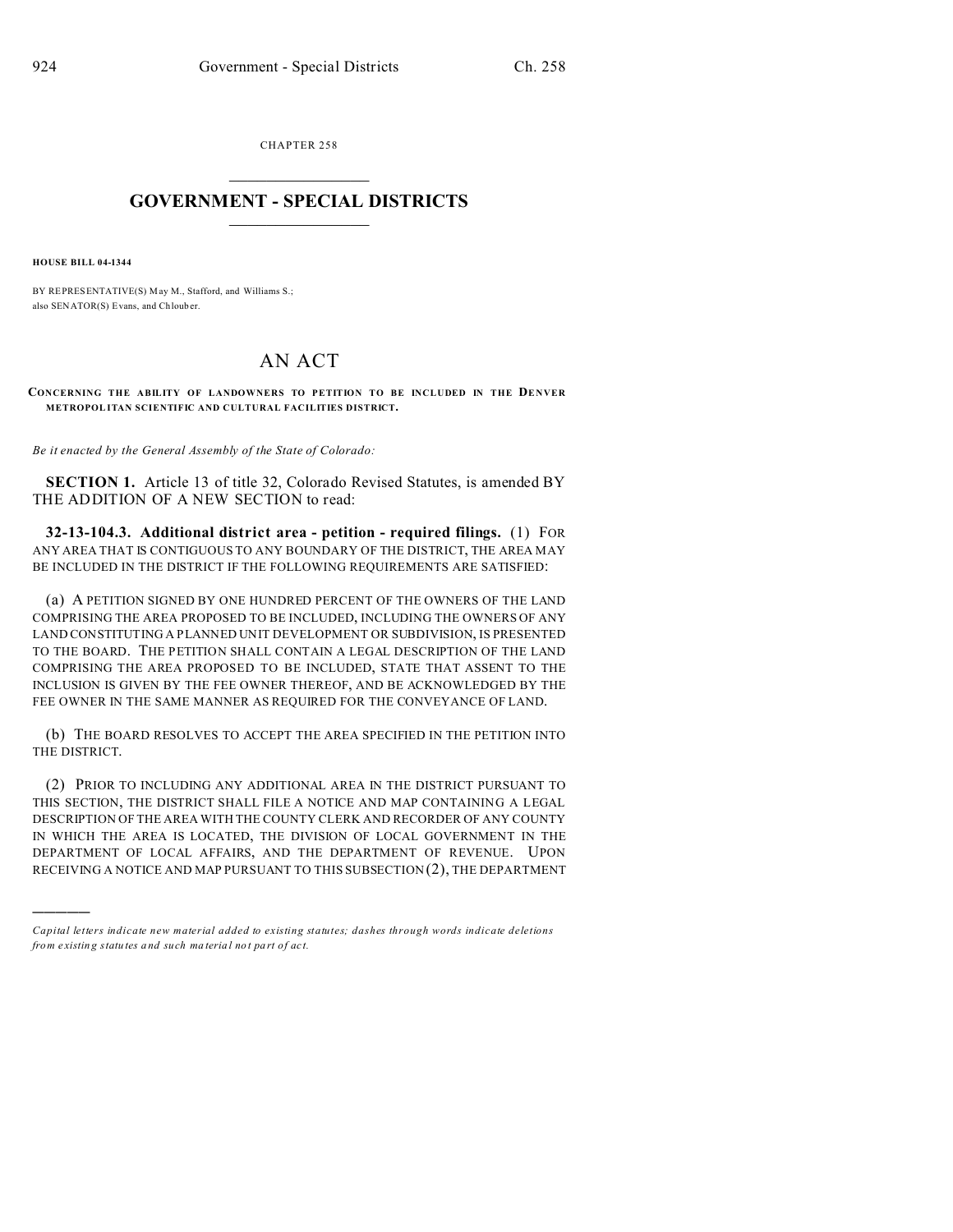CHAPTER 258

# GOVERNMENT - SPECIAL DISTRICTS

**HOUSE BILL 04-1344**

BY REPRESENTATIVE(S) May M., Stafford, and Williams S.;
also SENATOR(S) Evans, and Chlouber.

# AN ACT

**CONCERNING THE ABILITY OF LANDOWNERS TO PETITION TO BE INCLUDED IN THE DENVER METROPOLITAN SCIENTIFIC AND CULTURAL FACILITIES DISTRICT.**

*Be it enacted by the General Assembly of the State of Colorado:*

**SECTION 1.** Article 13 of title 32, Colorado Revised Statutes, is amended BY THE ADDITION OF A NEW SECTION to read:

**32-13-104.3. Additional district area - petition - required filings.** (1) FOR ANY AREA THAT IS CONTIGUOUS TO ANY BOUNDARY OF THE DISTRICT, THE AREA MAY BE INCLUDED IN THE DISTRICT IF THE FOLLOWING REQUIREMENTS ARE SATISFIED:

(a) A PETITION SIGNED BY ONE HUNDRED PERCENT OF THE OWNERS OF THE LAND COMPRISING THE AREA PROPOSED TO BE INCLUDED, INCLUDING THE OWNERS OF ANY LAND CONSTITUTING A PLANNED UNIT DEVELOPMENT OR SUBDIVISION, IS PRESENTED TO THE BOARD. THE PETITION SHALL CONTAIN A LEGAL DESCRIPTION OF THE LAND COMPRISING THE AREA PROPOSED TO BE INCLUDED, STATE THAT ASSENT TO THE INCLUSION IS GIVEN BY THE FEE OWNER THEREOF, AND BE ACKNOWLEDGED BY THE FEE OWNER IN THE SAME MANNER AS REQUIRED FOR THE CONVEYANCE OF LAND.

(b) THE BOARD RESOLVES TO ACCEPT THE AREA SPECIFIED IN THE PETITION INTO THE DISTRICT.

(2) PRIOR TO INCLUDING ANY ADDITIONAL AREA IN THE DISTRICT PURSUANT TO THIS SECTION, THE DISTRICT SHALL FILE A NOTICE AND MAP CONTAINING A LEGAL DESCRIPTION OF THE AREA WITH THE COUNTY CLERK AND RECORDER OF ANY COUNTY IN WHICH THE AREA IS LOCATED, THE DIVISION OF LOCAL GOVERNMENT IN THE DEPARTMENT OF LOCAL AFFAIRS, AND THE DEPARTMENT OF REVENUE. UPON RECEIVING A NOTICE AND MAP PURSUANT TO THIS SUBSECTION (2), THE DEPARTMENT

---

*Capital letters indicate new material added to existing statutes; dashes through words indicate deletions from existing statutes and such material not part of act.*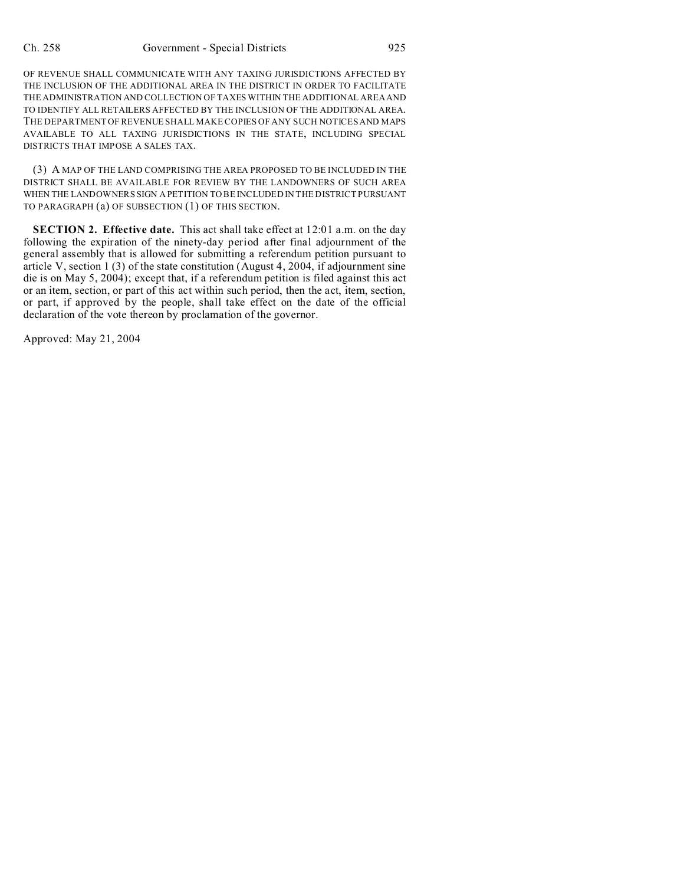OF REVENUE SHALL COMMUNICATE WITH ANY TAXING JURISDICTIONS AFFECTED BY THE INCLUSION OF THE ADDITIONAL AREA IN THE DISTRICT IN ORDER TO FACILITATE THE ADMINISTRATION AND COLLECTION OF TAXES WITHIN THE ADDITIONAL AREA AND TO IDENTIFY ALL RETAILERS AFFECTED BY THE INCLUSION OF THE ADDITIONAL AREA. THE DEPARTMENT OF REVENUE SHALL MAKE COPIES OF ANY SUCH NOTICES AND MAPS AVAILABLE TO ALL TAXING JURISDICTIONS IN THE STATE, INCLUDING SPECIAL DISTRICTS THAT IMPOSE A SALES TAX.

(3) A MAP OF THE LAND COMPRISING THE AREA PROPOSED TO BE INCLUDED IN THE DISTRICT SHALL BE AVAILABLE FOR REVIEW BY THE LANDOWNERS OF SUCH AREA WHEN THE LANDOWNERS SIGN A PETITION TO BE INCLUDED IN THE DISTRICT PURSUANT TO PARAGRAPH (a) OF SUBSECTION (1) OF THIS SECTION.

**SECTION 2. Effective date.** This act shall take effect at 12:01 a.m. on the day following the expiration of the ninety-day period after final adjournment of the general assembly that is allowed for submitting a referendum petition pursuant to article V, section 1 (3) of the state constitution (August 4, 2004, if adjournment sine die is on May 5, 2004); except that, if a referendum petition is filed against this act or an item, section, or part of this act within such period, then the act, item, section, or part, if approved by the people, shall take effect on the date of the official declaration of the vote thereon by proclamation of the governor.

Approved: May 21, 2004